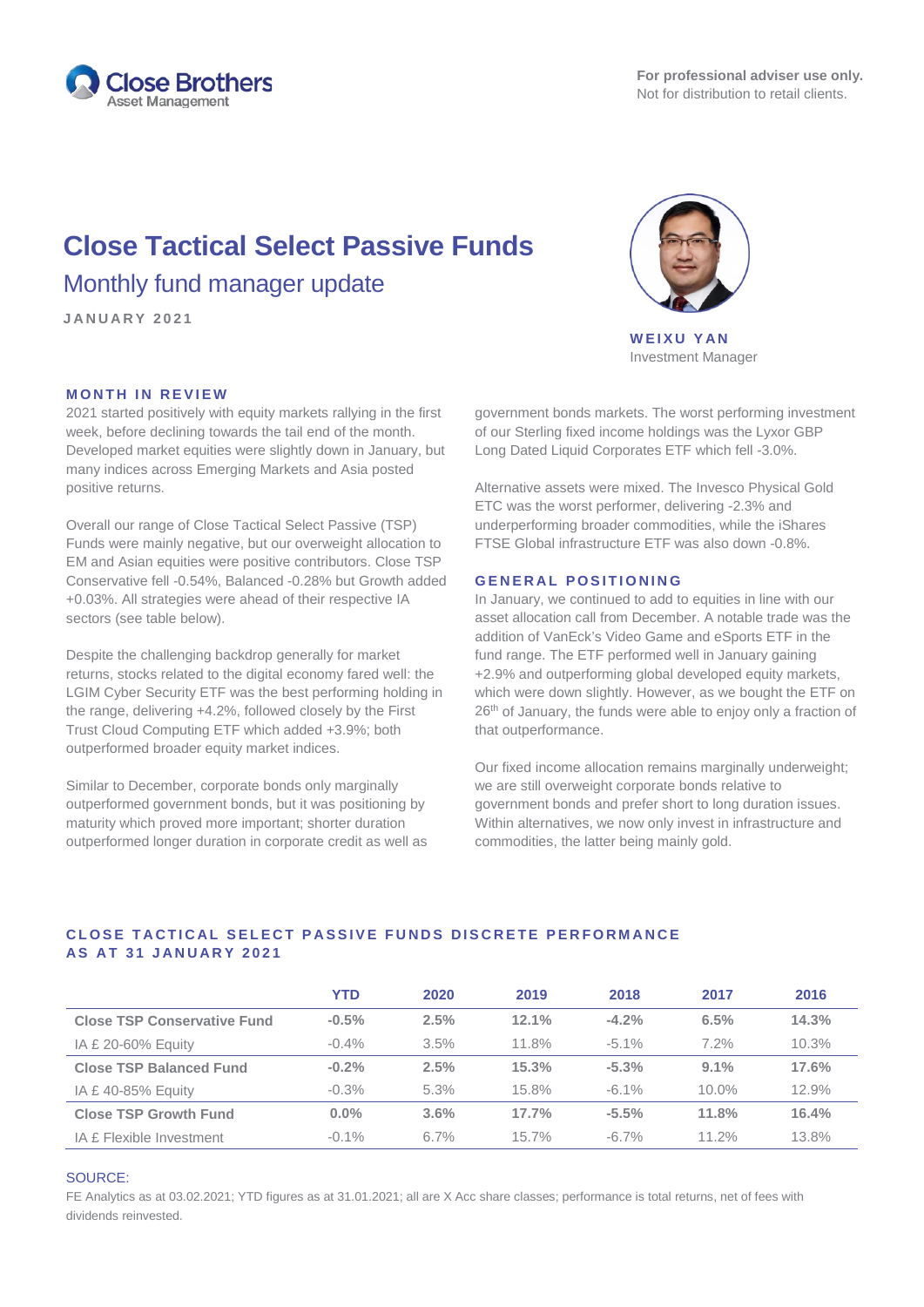Close Brothers Asset Management

**For professional adviser use only.**
Not for distribution to retail clients.

# Close Tactical Select Passive Funds

## Monthly fund manager update

JANUARY 2021

**WEIXU YAN**
Investment Manager

### MONTH IN REVIEW

2021 started positively with equity markets rallying in the first week, before declining towards the tail end of the month. Developed market equities were slightly down in January, but many indices across Emerging Markets and Asia posted positive returns.

Overall our range of Close Tactical Select Passive (TSP) Funds were mainly negative, but our overweight allocation to EM and Asian equities were positive contributors. Close TSP Conservative fell -0.54%, Balanced -0.28% but Growth added +0.03%. All strategies were ahead of their respective IA sectors (see table below).

Despite the challenging backdrop generally for market returns, stocks related to the digital economy fared well: the LGIM Cyber Security ETF was the best performing holding in the range, delivering +4.2%, followed closely by the First Trust Cloud Computing ETF which added +3.9%; both outperformed broader equity market indices.

Similar to December, corporate bonds only marginally outperformed government bonds, but it was positioning by maturity which proved more important; shorter duration outperformed longer duration in corporate credit as well as government bonds markets. The worst performing investment of our Sterling fixed income holdings was the Lyxor GBP Long Dated Liquid Corporates ETF which fell -3.0%.

Alternative assets were mixed. The Invesco Physical Gold ETC was the worst performer, delivering -2.3% and underperforming broader commodities, while the iShares FTSE Global infrastructure ETF was also down -0.8%.

### GENERAL POSITIONING

In January, we continued to add to equities in line with our asset allocation call from December. A notable trade was the addition of VanEck's Video Game and eSports ETF in the fund range. The ETF performed well in January gaining +2.9% and outperforming global developed equity markets, which were down slightly. However, as we bought the ETF on 26th of January, the funds were able to enjoy only a fraction of that outperformance.

Our fixed income allocation remains marginally underweight; we are still overweight corporate bonds relative to government bonds and prefer short to long duration issues. Within alternatives, we now only invest in infrastructure and commodities, the latter being mainly gold.

### CLOSE TACTICAL SELECT PASSIVE FUNDS DISCRETE PERFORMANCE AS AT 31 JANUARY 2021

| | YTD | 2020 | 2019 | 2018 | 2017 | 2016 |
|---|---|---|---|---|---|---|
| **Close TSP Conservative Fund** | **-0.5%** | **2.5%** | **12.1%** | **-4.2%** | **6.5%** | **14.3%** |
| IA £ 20-60% Equity | -0.4% | 3.5% | 11.8% | -5.1% | 7.2% | 10.3% |
| **Close TSP Balanced Fund** | **-0.2%** | **2.5%** | **15.3%** | **-5.3%** | **9.1%** | **17.6%** |
| IA £ 40-85% Equity | -0.3% | 5.3% | 15.8% | -6.1% | 10.0% | 12.9% |
| **Close TSP Growth Fund** | **0.0%** | **3.6%** | **17.7%** | **-5.5%** | **11.8%** | **16.4%** |
| IA £ Flexible Investment | -0.1% | 6.7% | 15.7% | -6.7% | 11.2% | 13.8% |

SOURCE:
FE Analytics as at 03.02.2021; YTD figures as at 31.01.2021; all are X Acc share classes; performance is total returns, net of fees with dividends reinvested.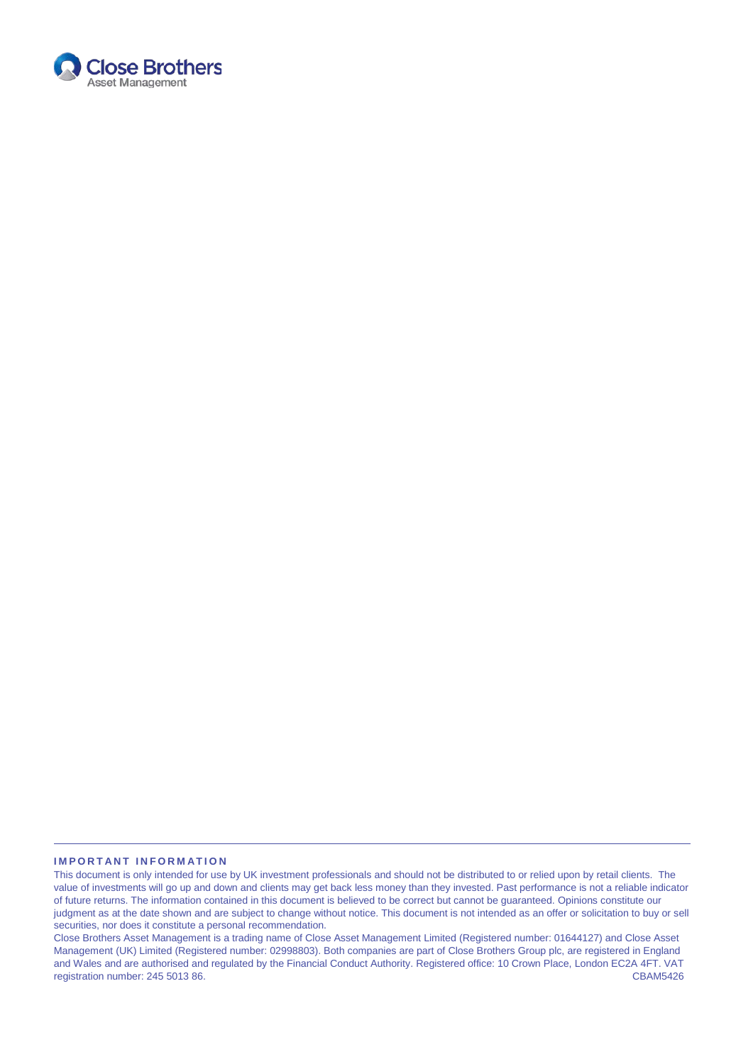**Close Brothers**
Asset Management

## IMPORTANT INFORMATION

This document is only intended for use by UK investment professionals and should not be distributed to or relied upon by retail clients. The value of investments will go up and down and clients may get back less money than they invested. Past performance is not a reliable indicator of future returns. The information contained in this document is believed to be correct but cannot be guaranteed. Opinions constitute our judgment as at the date shown and are subject to change without notice. This document is not intended as an offer or solicitation to buy or sell securities, nor does it constitute a personal recommendation.

Close Brothers Asset Management is a trading name of Close Asset Management Limited (Registered number: 01644127) and Close Asset Management (UK) Limited (Registered number: 02998803). Both companies are part of Close Brothers Group plc, are registered in England and Wales and are authorised and regulated by the Financial Conduct Authority. Registered office: 10 Crown Place, London EC2A 4FT. VAT registration number: 245 5013 86. CBAM5426